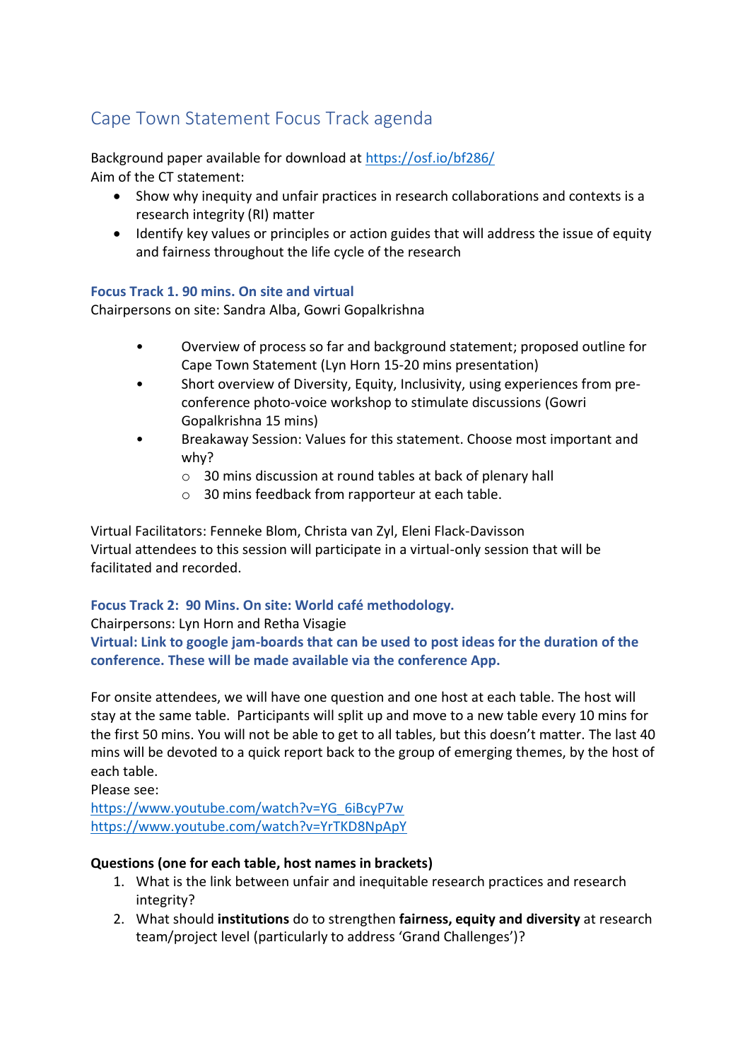# Cape Town Statement Focus Track agenda

Background paper available for download at https://osf.io/bf286/

Aim of the CT statement:

- Show why inequity and unfair practices in research collaborations and contexts is a research integrity (RI) matter
- Identify key values or principles or action guides that will address the issue of equity and fairness throughout the life cycle of the research

### Focus Track 1. 90 mins. On site and virtual

Chairpersons on site: Sandra Alba, Gowri Gopalkrishna

- Overview of process so far and background statement; proposed outline for Cape Town Statement (Lyn Horn 15-20 mins presentation)
- Short overview of Diversity, Equity, Inclusivity, using experiences from pre-conference photo-voice workshop to stimulate discussions (Gowri Gopalkrishna 15 mins)
- Breakaway Session: Values for this statement. Choose most important and why?
  - 30 mins discussion at round tables at back of plenary hall
  - 30 mins feedback from rapporteur at each table.

Virtual Facilitators: Fenneke Blom, Christa van Zyl, Eleni Flack-Davisson

Virtual attendees to this session will participate in a virtual-only session that will be facilitated and recorded.

### Focus Track 2: 90 Mins. On site: World café methodology.

Chairpersons: Lyn Horn and Retha Visagie

**Virtual: Link to google jam-boards that can be used to post ideas for the duration of the conference. These will be made available via the conference App.**

For onsite attendees, we will have one question and one host at each table. The host will stay at the same table. Participants will split up and move to a new table every 10 mins for the first 50 mins. You will not be able to get to all tables, but this doesn't matter. The last 40 mins will be devoted to a quick report back to the group of emerging themes, by the host of each table.

Please see:

https://www.youtube.com/watch?v=YG_6iBcyP7w

https://www.youtube.com/watch?v=YrTKD8NpApY

**Questions (one for each table, host names in brackets)**

1. What is the link between unfair and inequitable research practices and research integrity?
2. What should **institutions** do to strengthen **fairness, equity and diversity** at research team/project level (particularly to address 'Grand Challenges')?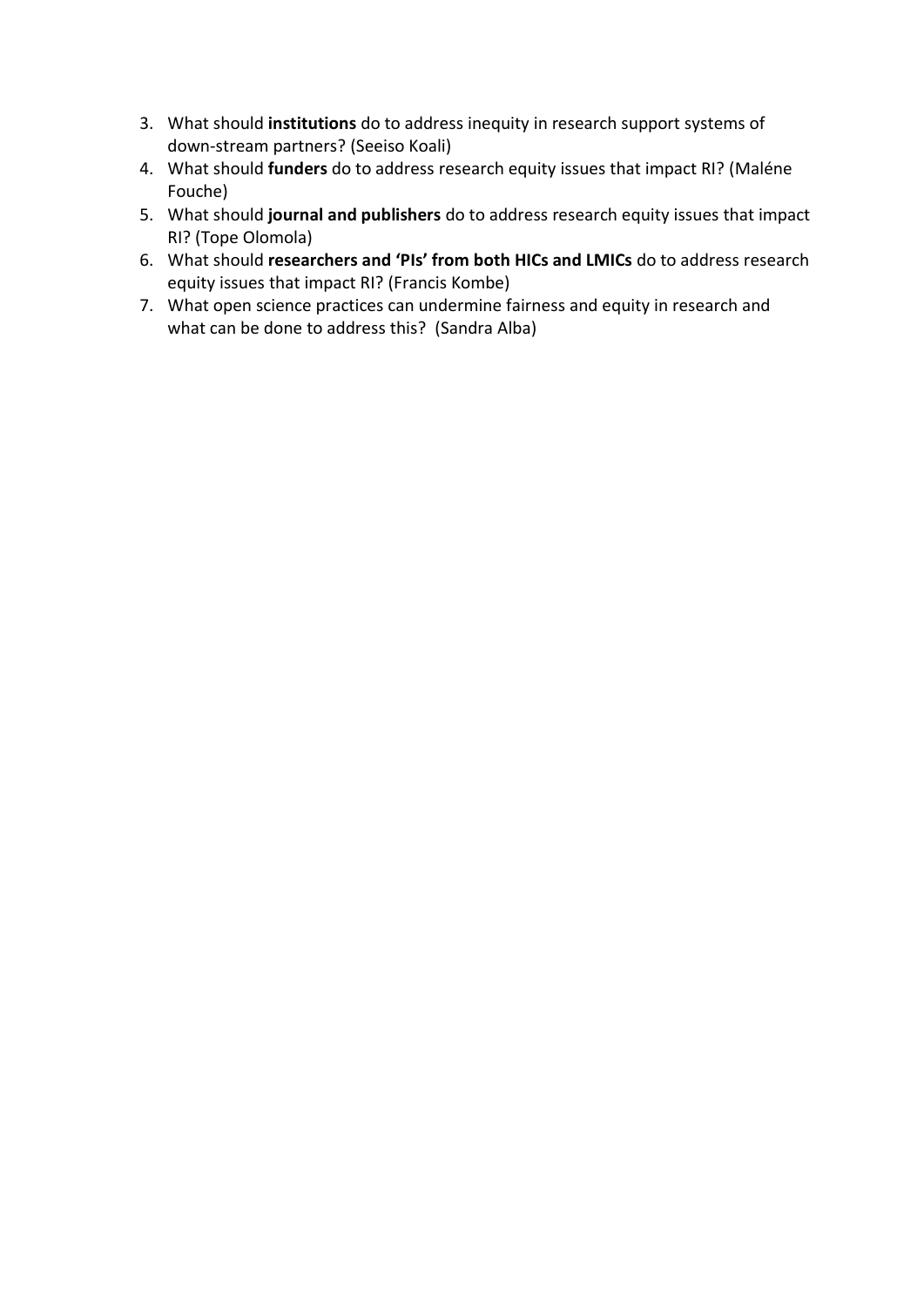3. What should **institutions** do to address inequity in research support systems of down-stream partners? (Seeiso Koali)
4. What should **funders** do to address research equity issues that impact RI? (Maléne Fouche)
5. What should **journal and publishers** do to address research equity issues that impact RI? (Tope Olomola)
6. What should **researchers and 'PIs' from both HICs and LMICs** do to address research equity issues that impact RI? (Francis Kombe)
7. What open science practices can undermine fairness and equity in research and what can be done to address this? (Sandra Alba)